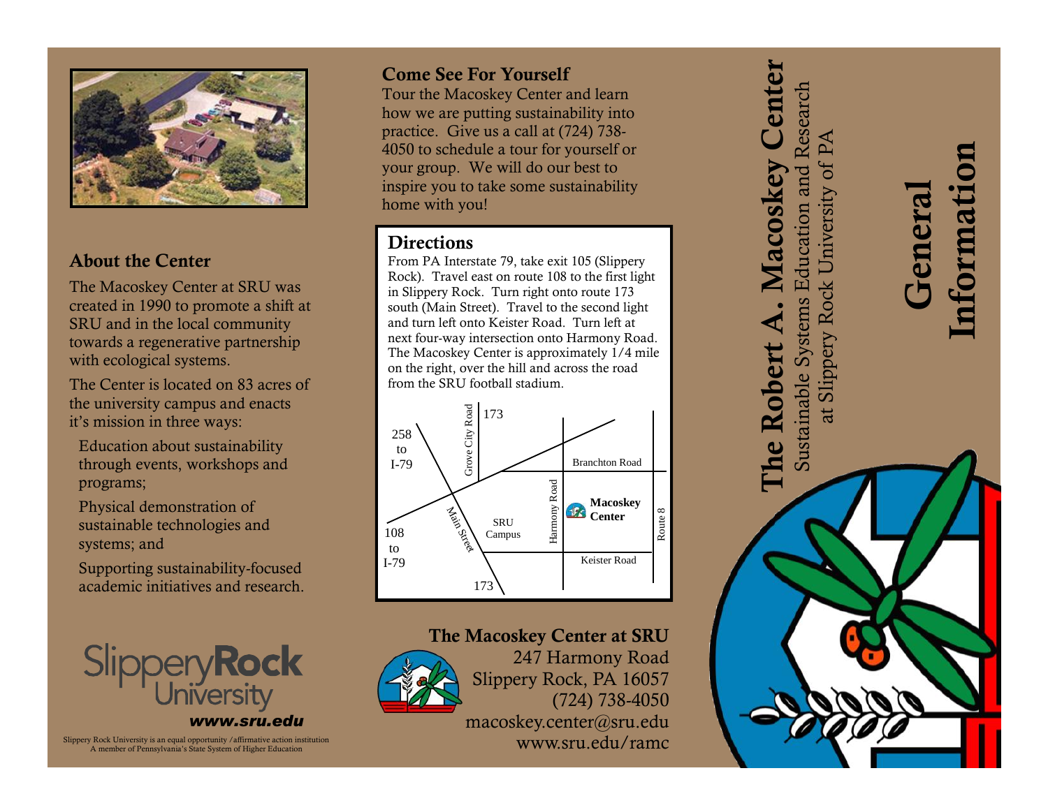## About the Center

The Macoskey Center at SRU was created in 1990 to promote a shift at SRU and in the local community towards a regenerative partnership with ecological systems.

The Center is located on 83 acres of the university campus and enacts it's mission in three ways:

- Education about sustainability through events, workshops and programs;
- Physical demonstration of sustainable technologies and systems; and
- Supporting sustainability-focused academic initiatives and research.

SlipperyRock University

*www.sru.edu*

Slippery Rock University is an equal opportunity /affirmative action institution
A member of Pennsylvania's State System of Higher Education

## Come See For Yourself

Tour the Macoskey Center and learn how we are putting sustainability into practice. Give us a call at (724) 738-4050 to schedule a tour for yourself or your group. We will do our best to inspire you to take some sustainability home with you!

## Directions

From PA Interstate 79, take exit 105 (Slippery Rock). Travel east on route 108 to the first light in Slippery Rock. Turn right onto route 173 south (Main Street). Travel to the second light and turn left onto Keister Road. Turn left at next four-way intersection onto Harmony Road. The Macoskey Center is approximately 1/4 mile on the right, over the hill and across the road from the SRU football stadium.

173
Grove City Road
258 to I-79
Branchton Road
Harmony Road
Macoskey Center
Route 8
Main Street
SRU Campus
108 to I-79
Keister Road
173

**The Macoskey Center at SRU**
247 Harmony Road
Slippery Rock, PA 16057
(724) 738-4050
macoskey.center@sru.edu
www.sru.edu/ramc

# The Robert A. Macoskey Center

Sustainable Systems Education and Research at Slippery Rock University of PA

# General Information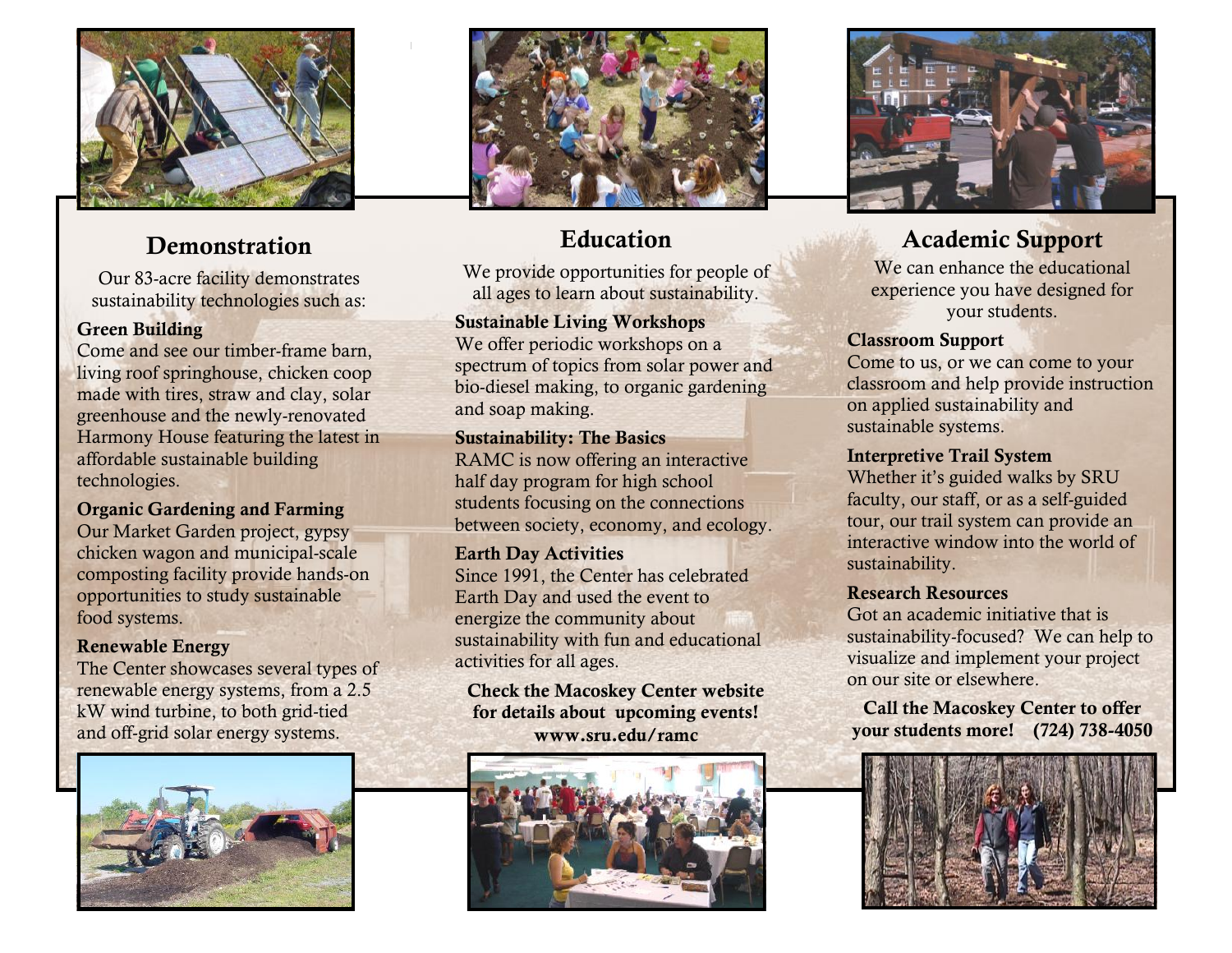## Demonstration

Our 83-acre facility demonstrates sustainability technologies such as:

**Green Building**
Come and see our timber-frame barn, living roof springhouse, chicken coop made with tires, straw and clay, solar greenhouse and the newly-renovated Harmony House featuring the latest in affordable sustainable building technologies.

**Organic Gardening and Farming**
Our Market Garden project, gypsy chicken wagon and municipal-scale composting facility provide hands-on opportunities to study sustainable food systems.

**Renewable Energy**
The Center showcases several types of renewable energy systems, from a 2.5 kW wind turbine, to both grid-tied and off-grid solar energy systems.

## Education

We provide opportunities for people of all ages to learn about sustainability.

**Sustainable Living Workshops**
We offer periodic workshops on a spectrum of topics from solar power and bio-diesel making, to organic gardening and soap making.

**Sustainability: The Basics**
RAMC is now offering an interactive half day program for high school students focusing on the connections between society, economy, and ecology.

**Earth Day Activities**
Since 1991, the Center has celebrated Earth Day and used the event to energize the community about sustainability with fun and educational activities for all ages.

**Check the Macoskey Center website for details about upcoming events! www.sru.edu/ramc**

## Academic Support

We can enhance the educational experience you have designed for your students.

**Classroom Support**
Come to us, or we can come to your classroom and help provide instruction on applied sustainability and sustainable systems.

**Interpretive Trail System**
Whether it's guided walks by SRU faculty, our staff, or as a self-guided tour, our trail system can provide an interactive window into the world of sustainability.

**Research Resources**
Got an academic initiative that is sustainability-focused? We can help to visualize and implement your project on our site or elsewhere.

**Call the Macoskey Center to offer your students more! (724) 738-4050**